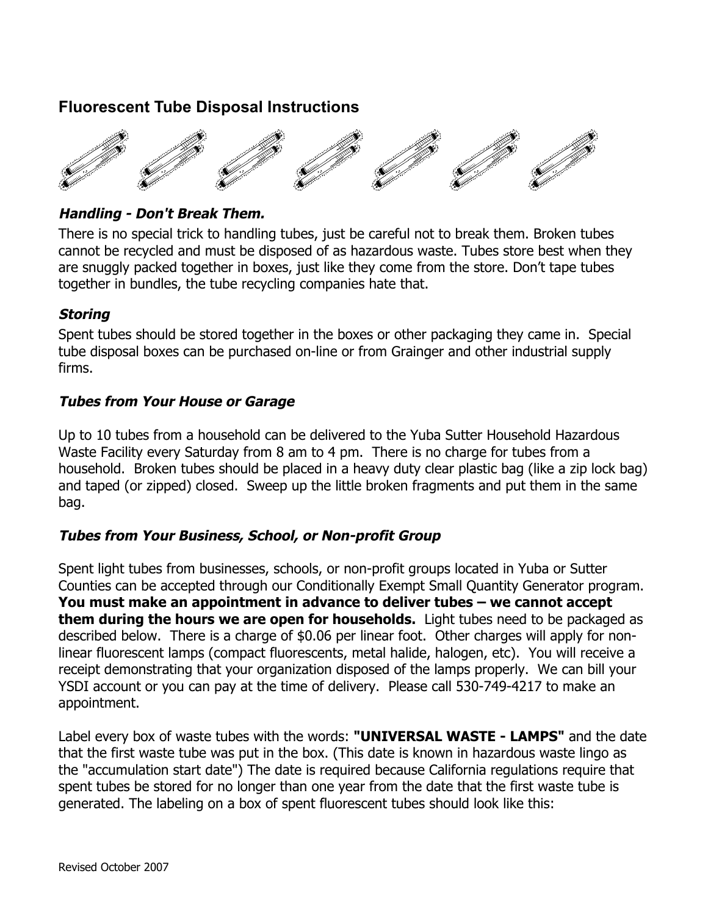## Fluorescent Tube Disposal Instructions

### *Handling - Don't Break Them.*

There is no special trick to handling tubes, just be careful not to break them. Broken tubes cannot be recycled and must be disposed of as hazardous waste. Tubes store best when they are snuggly packed together in boxes, just like they come from the store. Don't tape tubes together in bundles, the tube recycling companies hate that.

### *Storing*

Spent tubes should be stored together in the boxes or other packaging they came in. Special tube disposal boxes can be purchased on-line or from Grainger and other industrial supply firms.

### *Tubes from Your House or Garage*

Up to 10 tubes from a household can be delivered to the Yuba Sutter Household Hazardous Waste Facility every Saturday from 8 am to 4 pm. There is no charge for tubes from a household. Broken tubes should be placed in a heavy duty clear plastic bag (like a zip lock bag) and taped (or zipped) closed. Sweep up the little broken fragments and put them in the same bag.

### *Tubes from Your Business, School, or Non-profit Group*

Spent light tubes from businesses, schools, or non-profit groups located in Yuba or Sutter Counties can be accepted through our Conditionally Exempt Small Quantity Generator program. **You must make an appointment in advance to deliver tubes – we cannot accept them during the hours we are open for households.** Light tubes need to be packaged as described below. There is a charge of $0.06 per linear foot. Other charges will apply for non-linear fluorescent lamps (compact fluorescents, metal halide, halogen, etc). You will receive a receipt demonstrating that your organization disposed of the lamps properly. We can bill your YSDI account or you can pay at the time of delivery. Please call 530-749-4217 to make an appointment.

Label every box of waste tubes with the words: **"UNIVERSAL WASTE - LAMPS"** and the date that the first waste tube was put in the box. (This date is known in hazardous waste lingo as the "accumulation start date") The date is required because California regulations require that spent tubes be stored for no longer than one year from the date that the first waste tube is generated. The labeling on a box of spent fluorescent tubes should look like this:

Revised October 2007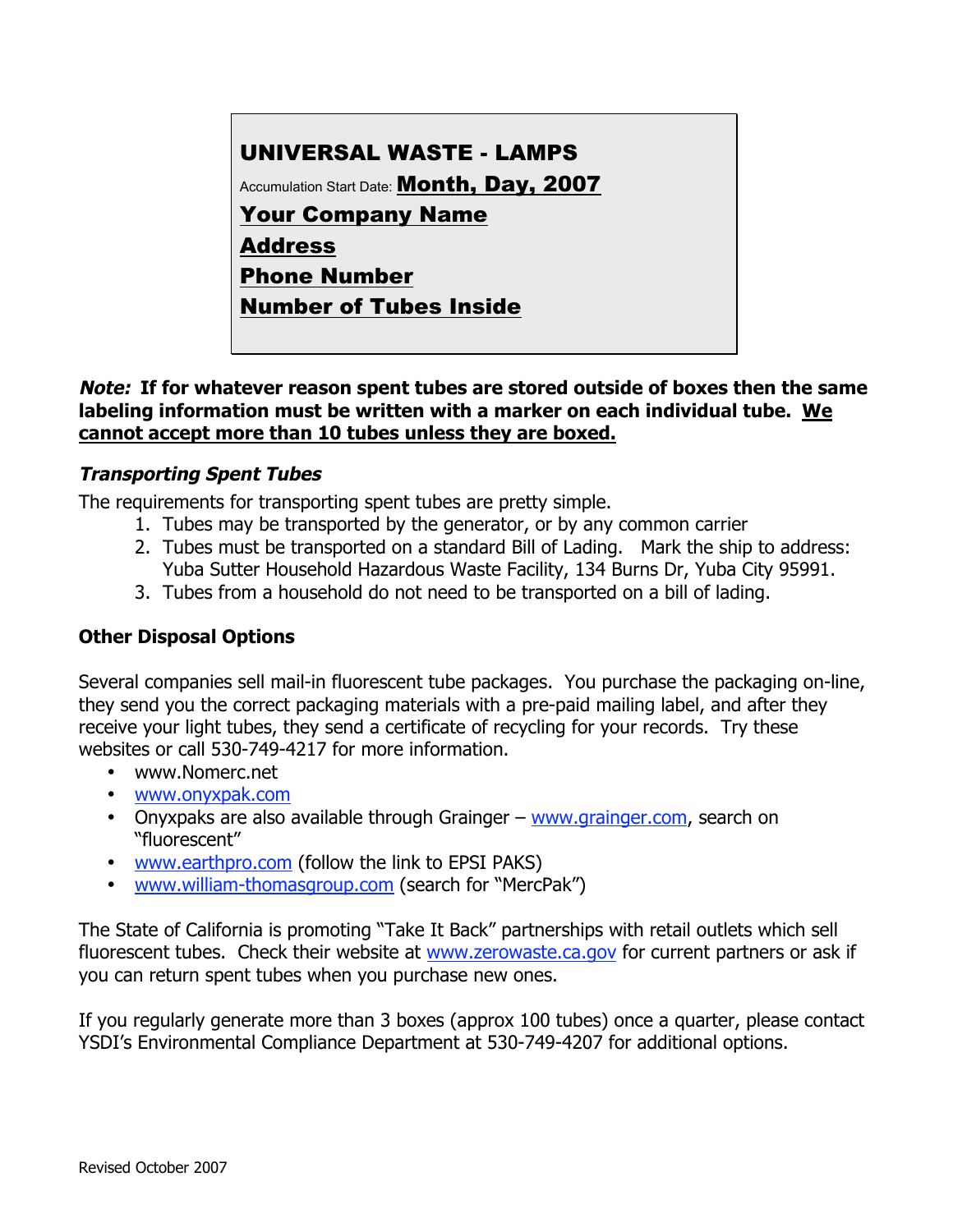**UNIVERSAL WASTE - LAMPS**

Accumulation Start Date: **Month, Day, 2007**

**Your Company Name**

**Address**

**Phone Number**

**Number of Tubes Inside**

***Note:*** **If for whatever reason spent tubes are stored outside of boxes then the same labeling information must be written with a marker on each individual tube. We cannot accept more than 10 tubes unless they are boxed.**

### *Transporting Spent Tubes*

The requirements for transporting spent tubes are pretty simple.

1. Tubes may be transported by the generator, or by any common carrier
2. Tubes must be transported on a standard Bill of Lading. Mark the ship to address: Yuba Sutter Household Hazardous Waste Facility, 134 Burns Dr, Yuba City 95991.
3. Tubes from a household do not need to be transported on a bill of lading.

### Other Disposal Options

Several companies sell mail-in fluorescent tube packages. You purchase the packaging on-line, they send you the correct packaging materials with a pre-paid mailing label, and after they receive your light tubes, they send a certificate of recycling for your records. Try these websites or call 530-749-4217 for more information.

- www.Nomerc.net
- www.onyxpak.com
- Onyxpaks are also available through Grainger – www.grainger.com, search on "fluorescent"
- www.earthpro.com (follow the link to EPSI PAKS)
- www.william-thomasgroup.com (search for "MercPak")

The State of California is promoting "Take It Back" partnerships with retail outlets which sell fluorescent tubes. Check their website at www.zerowaste.ca.gov for current partners or ask if you can return spent tubes when you purchase new ones.

If you regularly generate more than 3 boxes (approx 100 tubes) once a quarter, please contact YSDI's Environmental Compliance Department at 530-749-4207 for additional options.

Revised October 2007